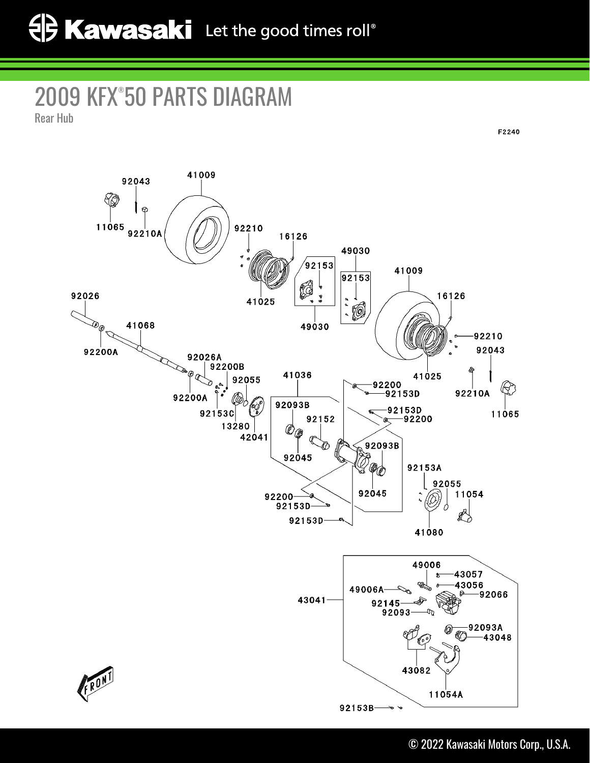# 2009 KFX®50 PARTS DIAGRAM

Rear Hub

F2240

92043
41009
11065
92210A
92210
16126
49030
92153
92153
41009
41025
16126
92026
41068
49030
92210
92200A
92043
92026A
92200B
41025
92200A
92055
41036
92200
92153D
92210A
92153C
92093B
92153D
11065
13280
92152
92200
42041
92045
92093B
92153A
92055
11054
92200
92045
92153D
92153D
41080
49006
43057
43056
49006A
92066
43041
92145
92093
92093A
43048
43082
11054A
92153B

FRONT

© 2022 Kawasaki Motors Corp., U.S.A.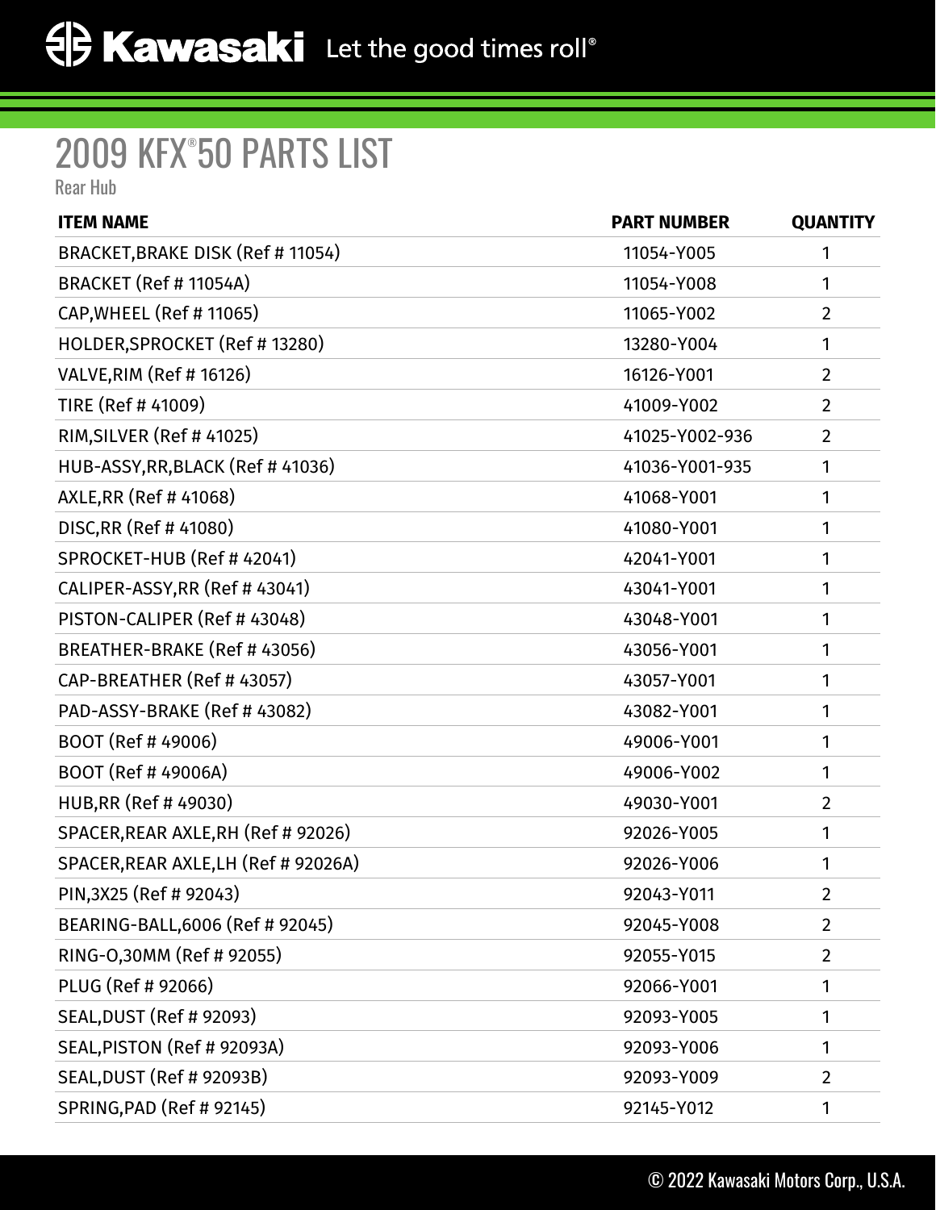# 2009 KFX®50 PARTS LIST

Rear Hub

| ITEM NAME | PART NUMBER | QUANTITY |
|---|---|---|
| BRACKET,BRAKE DISK (Ref # 11054) | 11054-Y005 | 1 |
| BRACKET (Ref # 11054A) | 11054-Y008 | 1 |
| CAP,WHEEL (Ref # 11065) | 11065-Y002 | 2 |
| HOLDER,SPROCKET (Ref # 13280) | 13280-Y004 | 1 |
| VALVE,RIM (Ref # 16126) | 16126-Y001 | 2 |
| TIRE (Ref # 41009) | 41009-Y002 | 2 |
| RIM,SILVER (Ref # 41025) | 41025-Y002-936 | 2 |
| HUB-ASSY,RR,BLACK (Ref # 41036) | 41036-Y001-935 | 1 |
| AXLE,RR (Ref # 41068) | 41068-Y001 | 1 |
| DISC,RR (Ref # 41080) | 41080-Y001 | 1 |
| SPROCKET-HUB (Ref # 42041) | 42041-Y001 | 1 |
| CALIPER-ASSY,RR (Ref # 43041) | 43041-Y001 | 1 |
| PISTON-CALIPER (Ref # 43048) | 43048-Y001 | 1 |
| BREATHER-BRAKE (Ref # 43056) | 43056-Y001 | 1 |
| CAP-BREATHER (Ref # 43057) | 43057-Y001 | 1 |
| PAD-ASSY-BRAKE (Ref # 43082) | 43082-Y001 | 1 |
| BOOT (Ref # 49006) | 49006-Y001 | 1 |
| BOOT (Ref # 49006A) | 49006-Y002 | 1 |
| HUB,RR (Ref # 49030) | 49030-Y001 | 2 |
| SPACER,REAR AXLE,RH (Ref # 92026) | 92026-Y005 | 1 |
| SPACER,REAR AXLE,LH (Ref # 92026A) | 92026-Y006 | 1 |
| PIN,3X25 (Ref # 92043) | 92043-Y011 | 2 |
| BEARING-BALL,6006 (Ref # 92045) | 92045-Y008 | 2 |
| RING-O,30MM (Ref # 92055) | 92055-Y015 | 2 |
| PLUG (Ref # 92066) | 92066-Y001 | 1 |
| SEAL,DUST (Ref # 92093) | 92093-Y005 | 1 |
| SEAL,PISTON (Ref # 92093A) | 92093-Y006 | 1 |
| SEAL,DUST (Ref # 92093B) | 92093-Y009 | 2 |
| SPRING,PAD (Ref # 92145) | 92145-Y012 | 1 |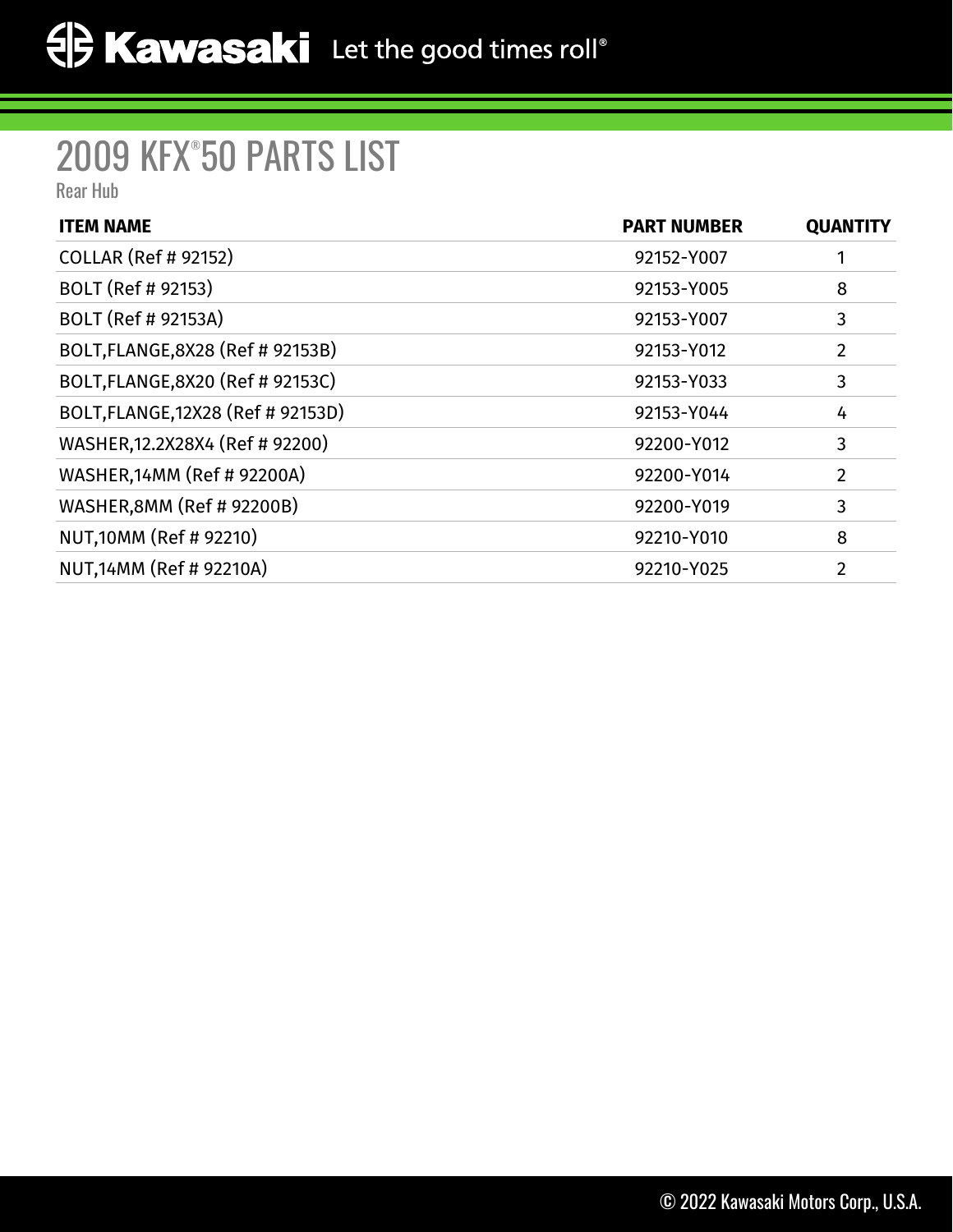# 2009 KFX®50 PARTS LIST

Rear Hub

| ITEM NAME | PART NUMBER | QUANTITY |
|---|---|---|
| COLLAR (Ref # 92152) | 92152-Y007 | 1 |
| BOLT (Ref # 92153) | 92153-Y005 | 8 |
| BOLT (Ref # 92153A) | 92153-Y007 | 3 |
| BOLT,FLANGE,8X28 (Ref # 92153B) | 92153-Y012 | 2 |
| BOLT,FLANGE,8X20 (Ref # 92153C) | 92153-Y033 | 3 |
| BOLT,FLANGE,12X28 (Ref # 92153D) | 92153-Y044 | 4 |
| WASHER,12.2X28X4 (Ref # 92200) | 92200-Y012 | 3 |
| WASHER,14MM (Ref # 92200A) | 92200-Y014 | 2 |
| WASHER,8MM (Ref # 92200B) | 92200-Y019 | 3 |
| NUT,10MM (Ref # 92210) | 92210-Y010 | 8 |
| NUT,14MM (Ref # 92210A) | 92210-Y025 | 2 |